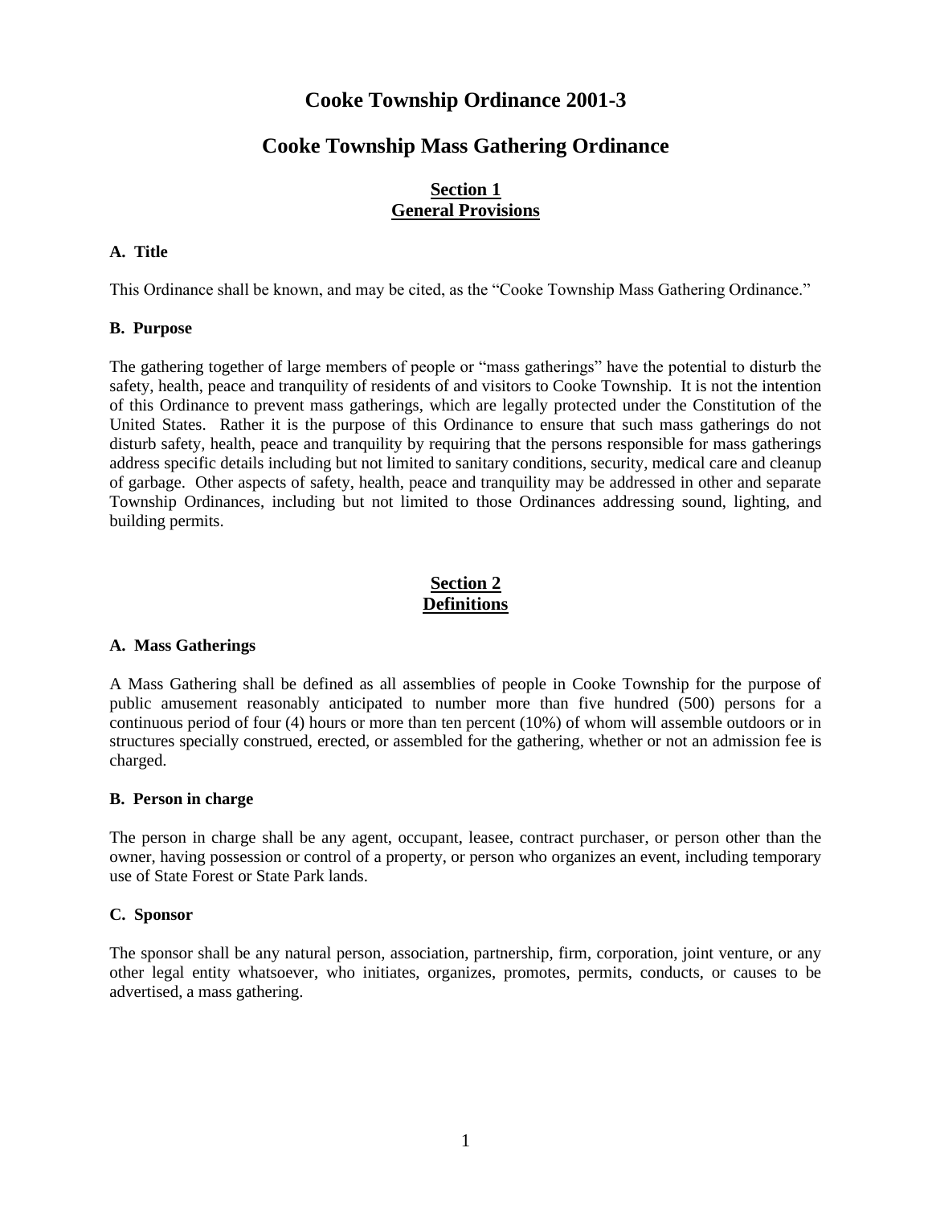# Cooke Township Ordinance 2001-3

# Cooke Township Mass Gathering Ordinance

## Section 1
## General Provisions

### A. Title

This Ordinance shall be known, and may be cited, as the "Cooke Township Mass Gathering Ordinance."

### B. Purpose

The gathering together of large members of people or "mass gatherings" have the potential to disturb the safety, health, peace and tranquility of residents of and visitors to Cooke Township. It is not the intention of this Ordinance to prevent mass gatherings, which are legally protected under the Constitution of the United States. Rather it is the purpose of this Ordinance to ensure that such mass gatherings do not disturb safety, health, peace and tranquility by requiring that the persons responsible for mass gatherings address specific details including but not limited to sanitary conditions, security, medical care and cleanup of garbage. Other aspects of safety, health, peace and tranquility may be addressed in other and separate Township Ordinances, including but not limited to those Ordinances addressing sound, lighting, and building permits.

## Section 2
## Definitions

### A. Mass Gatherings

A Mass Gathering shall be defined as all assemblies of people in Cooke Township for the purpose of public amusement reasonably anticipated to number more than five hundred (500) persons for a continuous period of four (4) hours or more than ten percent (10%) of whom will assemble outdoors or in structures specially construed, erected, or assembled for the gathering, whether or not an admission fee is charged.

### B. Person in charge

The person in charge shall be any agent, occupant, leasee, contract purchaser, or person other than the owner, having possession or control of a property, or person who organizes an event, including temporary use of State Forest or State Park lands.

### C. Sponsor

The sponsor shall be any natural person, association, partnership, firm, corporation, joint venture, or any other legal entity whatsoever, who initiates, organizes, promotes, permits, conducts, or causes to be advertised, a mass gathering.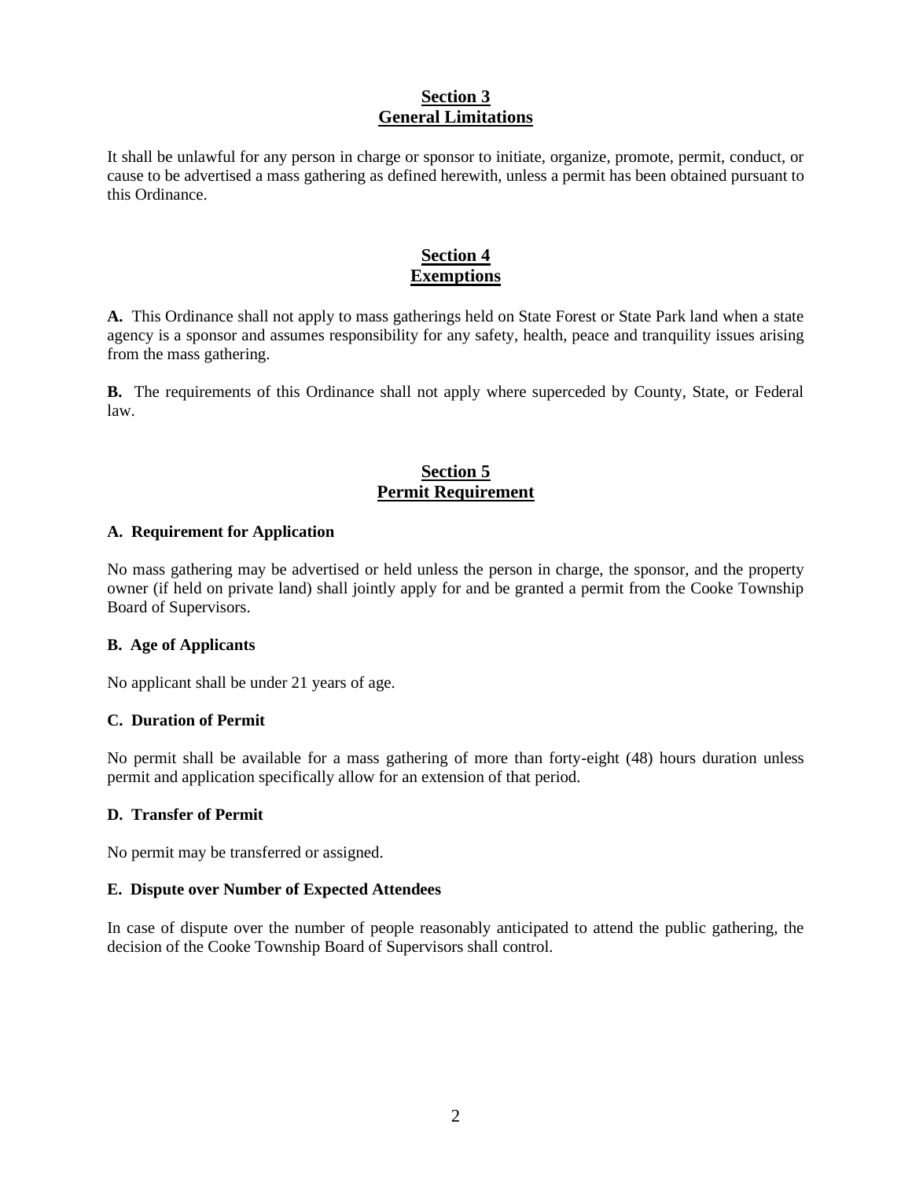## Section 3
## General Limitations

It shall be unlawful for any person in charge or sponsor to initiate, organize, promote, permit, conduct, or cause to be advertised a mass gathering as defined herewith, unless a permit has been obtained pursuant to this Ordinance.

## Section 4
## Exemptions

**A.** This Ordinance shall not apply to mass gatherings held on State Forest or State Park land when a state agency is a sponsor and assumes responsibility for any safety, health, peace and tranquility issues arising from the mass gathering.

**B.** The requirements of this Ordinance shall not apply where superceded by County, State, or Federal law.

## Section 5
## Permit Requirement

### A. Requirement for Application

No mass gathering may be advertised or held unless the person in charge, the sponsor, and the property owner (if held on private land) shall jointly apply for and be granted a permit from the Cooke Township Board of Supervisors.

### B. Age of Applicants

No applicant shall be under 21 years of age.

### C. Duration of Permit

No permit shall be available for a mass gathering of more than forty-eight (48) hours duration unless permit and application specifically allow for an extension of that period.

### D. Transfer of Permit

No permit may be transferred or assigned.

### E. Dispute over Number of Expected Attendees

In case of dispute over the number of people reasonably anticipated to attend the public gathering, the decision of the Cooke Township Board of Supervisors shall control.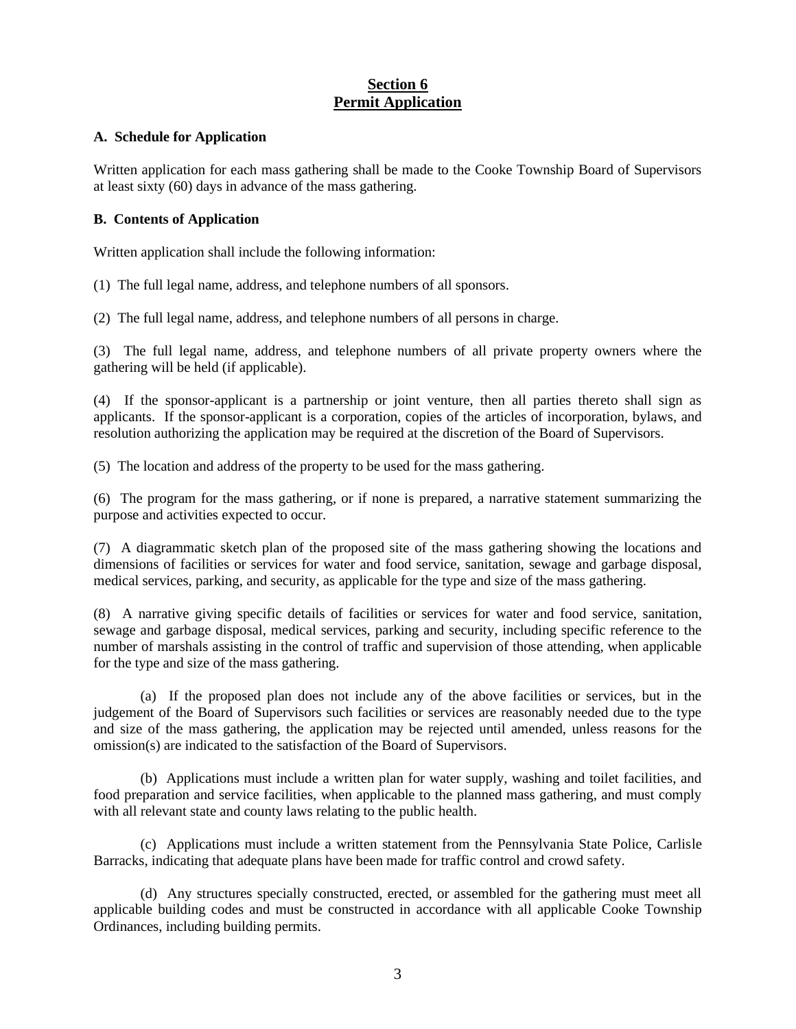## Section 6
## Permit Application

**A. Schedule for Application**

Written application for each mass gathering shall be made to the Cooke Township Board of Supervisors at least sixty (60) days in advance of the mass gathering.

**B. Contents of Application**

Written application shall include the following information:

(1) The full legal name, address, and telephone numbers of all sponsors.

(2) The full legal name, address, and telephone numbers of all persons in charge.

(3) The full legal name, address, and telephone numbers of all private property owners where the gathering will be held (if applicable).

(4) If the sponsor-applicant is a partnership or joint venture, then all parties thereto shall sign as applicants. If the sponsor-applicant is a corporation, copies of the articles of incorporation, bylaws, and resolution authorizing the application may be required at the discretion of the Board of Supervisors.

(5) The location and address of the property to be used for the mass gathering.

(6) The program for the mass gathering, or if none is prepared, a narrative statement summarizing the purpose and activities expected to occur.

(7) A diagrammatic sketch plan of the proposed site of the mass gathering showing the locations and dimensions of facilities or services for water and food service, sanitation, sewage and garbage disposal, medical services, parking, and security, as applicable for the type and size of the mass gathering.

(8) A narrative giving specific details of facilities or services for water and food service, sanitation, sewage and garbage disposal, medical services, parking and security, including specific reference to the number of marshals assisting in the control of traffic and supervision of those attending, when applicable for the type and size of the mass gathering.

(a) If the proposed plan does not include any of the above facilities or services, but in the judgement of the Board of Supervisors such facilities or services are reasonably needed due to the type and size of the mass gathering, the application may be rejected until amended, unless reasons for the omission(s) are indicated to the satisfaction of the Board of Supervisors.

(b) Applications must include a written plan for water supply, washing and toilet facilities, and food preparation and service facilities, when applicable to the planned mass gathering, and must comply with all relevant state and county laws relating to the public health.

(c) Applications must include a written statement from the Pennsylvania State Police, Carlisle Barracks, indicating that adequate plans have been made for traffic control and crowd safety.

(d) Any structures specially constructed, erected, or assembled for the gathering must meet all applicable building codes and must be constructed in accordance with all applicable Cooke Township Ordinances, including building permits.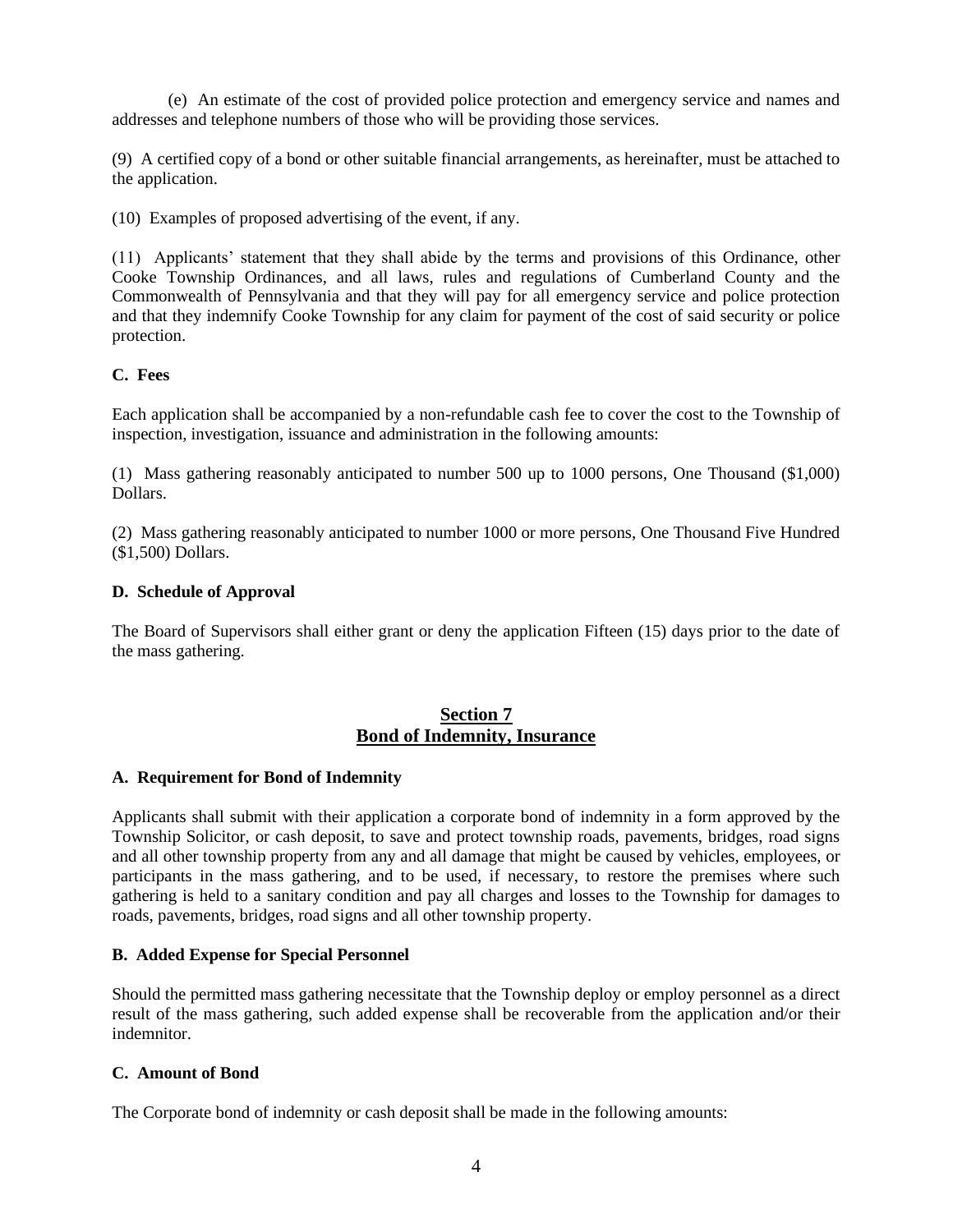(e) An estimate of the cost of provided police protection and emergency service and names and addresses and telephone numbers of those who will be providing those services.

(9) A certified copy of a bond or other suitable financial arrangements, as hereinafter, must be attached to the application.

(10) Examples of proposed advertising of the event, if any.

(11) Applicants' statement that they shall abide by the terms and provisions of this Ordinance, other Cooke Township Ordinances, and all laws, rules and regulations of Cumberland County and the Commonwealth of Pennsylvania and that they will pay for all emergency service and police protection and that they indemnify Cooke Township for any claim for payment of the cost of said security or police protection.

**C. Fees**

Each application shall be accompanied by a non-refundable cash fee to cover the cost to the Township of inspection, investigation, issuance and administration in the following amounts:

(1) Mass gathering reasonably anticipated to number 500 up to 1000 persons, One Thousand ($1,000) Dollars.

(2) Mass gathering reasonably anticipated to number 1000 or more persons, One Thousand Five Hundred ($1,500) Dollars.

**D. Schedule of Approval**

The Board of Supervisors shall either grant or deny the application Fifteen (15) days prior to the date of the mass gathering.

## Section 7
## Bond of Indemnity, Insurance

**A. Requirement for Bond of Indemnity**

Applicants shall submit with their application a corporate bond of indemnity in a form approved by the Township Solicitor, or cash deposit, to save and protect township roads, pavements, bridges, road signs and all other township property from any and all damage that might be caused by vehicles, employees, or participants in the mass gathering, and to be used, if necessary, to restore the premises where such gathering is held to a sanitary condition and pay all charges and losses to the Township for damages to roads, pavements, bridges, road signs and all other township property.

**B. Added Expense for Special Personnel**

Should the permitted mass gathering necessitate that the Township deploy or employ personnel as a direct result of the mass gathering, such added expense shall be recoverable from the application and/or their indemnitor.

**C. Amount of Bond**

The Corporate bond of indemnity or cash deposit shall be made in the following amounts: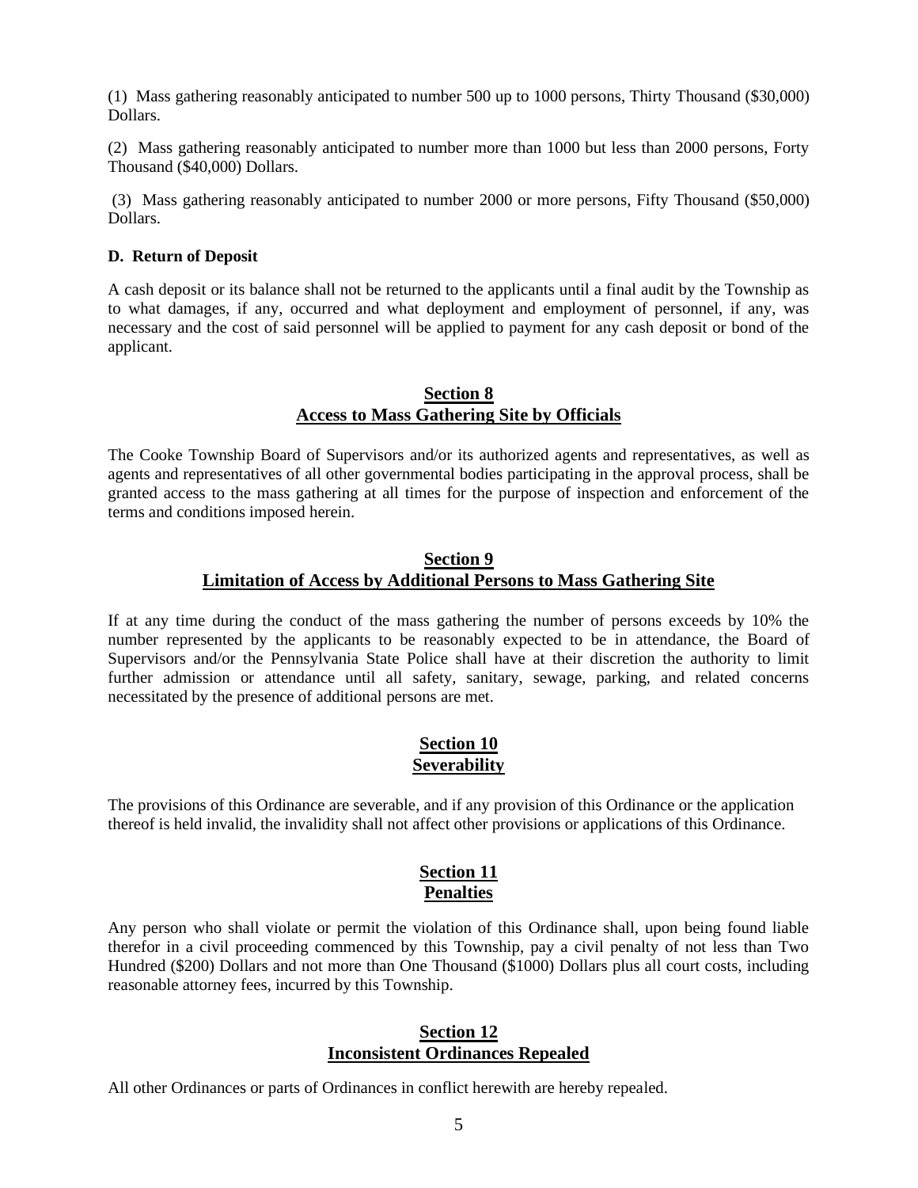(1) Mass gathering reasonably anticipated to number 500 up to 1000 persons, Thirty Thousand ($30,000) Dollars.

(2) Mass gathering reasonably anticipated to number more than 1000 but less than 2000 persons, Forty Thousand ($40,000) Dollars.

(3) Mass gathering reasonably anticipated to number 2000 or more persons, Fifty Thousand ($50,000) Dollars.

**D. Return of Deposit**

A cash deposit or its balance shall not be returned to the applicants until a final audit by the Township as to what damages, if any, occurred and what deployment and employment of personnel, if any, was necessary and the cost of said personnel will be applied to payment for any cash deposit or bond of the applicant.

## Section 8
## Access to Mass Gathering Site by Officials

The Cooke Township Board of Supervisors and/or its authorized agents and representatives, as well as agents and representatives of all other governmental bodies participating in the approval process, shall be granted access to the mass gathering at all times for the purpose of inspection and enforcement of the terms and conditions imposed herein.

## Section 9
## Limitation of Access by Additional Persons to Mass Gathering Site

If at any time during the conduct of the mass gathering the number of persons exceeds by 10% the number represented by the applicants to be reasonably expected to be in attendance, the Board of Supervisors and/or the Pennsylvania State Police shall have at their discretion the authority to limit further admission or attendance until all safety, sanitary, sewage, parking, and related concerns necessitated by the presence of additional persons are met.

## Section 10
## Severability

The provisions of this Ordinance are severable, and if any provision of this Ordinance or the application thereof is held invalid, the invalidity shall not affect other provisions or applications of this Ordinance.

## Section 11
## Penalties

Any person who shall violate or permit the violation of this Ordinance shall, upon being found liable therefor in a civil proceeding commenced by this Township, pay a civil penalty of not less than Two Hundred ($200) Dollars and not more than One Thousand ($1000) Dollars plus all court costs, including reasonable attorney fees, incurred by this Township.

## Section 12
## Inconsistent Ordinances Repealed

All other Ordinances or parts of Ordinances in conflict herewith are hereby repealed.